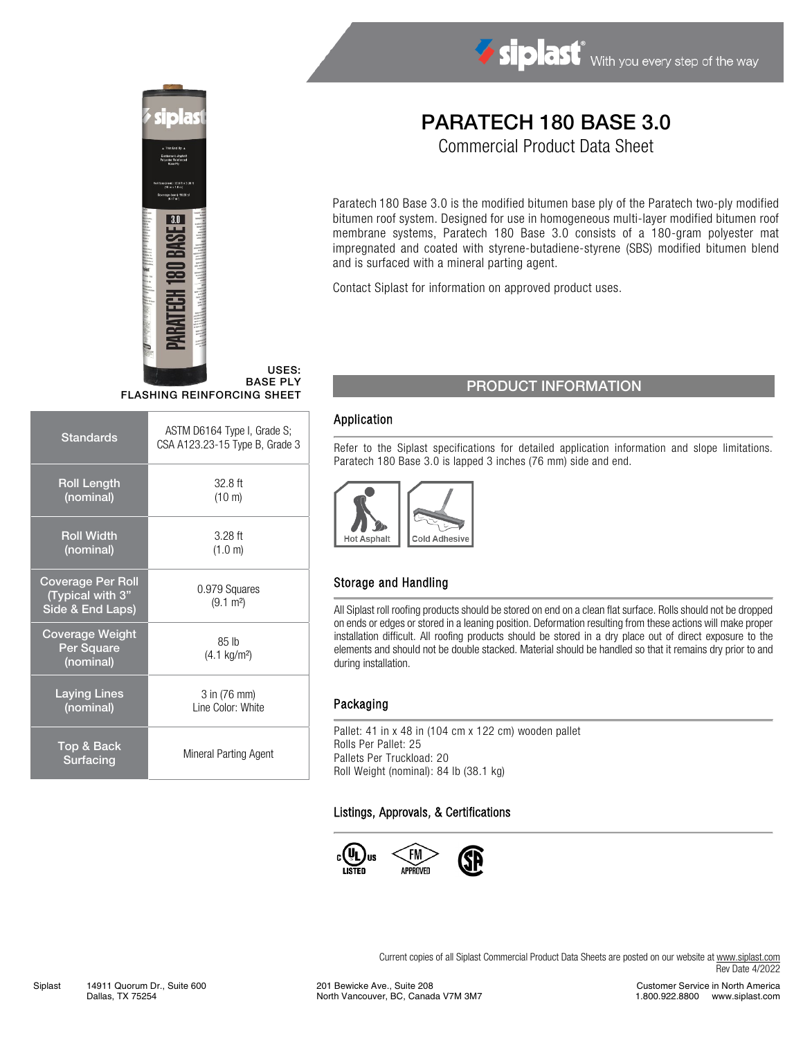# PARATECH 180 BASE 3.0

Commercial Product Data Sheet

Paratech 180 Base 3.0 is the modified bitumen base ply of the Paratech two-ply modified bitumen roof system. Designed for use in homogeneous multi-layer modified bitumen roof membrane systems, Paratech 180 Base 3.0 consists of a 180-gram polyester mat impregnated and coated with styrene-butadiene-styrene (SBS) modified bitumen blend and is surfaced with a mineral parting agent.

Contact Siplast for information on approved product uses.

**USES:**
**BASE PLY**
**FLASHING REINFORCING SHEET**

| Standards | ASTM D6164 Type I, Grade S; CSA A123.23-15 Type B, Grade 3 |
|---|---|
| Roll Length (nominal) | 32.8 ft (10 m) |
| Roll Width (nominal) | 3.28 ft (1.0 m) |
| Coverage Per Roll (Typical with 3" Side & End Laps) | 0.979 Squares (9.1 m²) |
| Coverage Weight Per Square (nominal) | 85 lb (4.1 kg/m²) |
| Laying Lines (nominal) | 3 in (76 mm) Line Color: White |
| Top & Back Surfacing | Mineral Parting Agent |

## PRODUCT INFORMATION

### Application

Refer to the Siplast specifications for detailed application information and slope limitations. Paratech 180 Base 3.0 is lapped 3 inches (76 mm) side and end.

Hot Asphalt | Cold Adhesive

### Storage and Handling

All Siplast roll roofing products should be stored on end on a clean flat surface. Rolls should not be dropped on ends or edges or stored in a leaning position. Deformation resulting from these actions will make proper installation difficult. All roofing products should be stored in a dry place out of direct exposure to the elements and should not be double stacked. Material should be handled so that it remains dry prior to and during installation.

### Packaging

Pallet: 41 in x 48 in (104 cm x 122 cm) wooden pallet
Rolls Per Pallet: 25
Pallets Per Truckload: 20
Roll Weight (nominal): 84 lb (38.1 kg)

### Listings, Approvals, & Certifications

Current copies of all Siplast Commercial Product Data Sheets are posted on our website at www.siplast.com
Rev Date 4/2022

Siplast 14911 Quorum Dr., Suite 600, Dallas, TX 75254 | 201 Bewicke Ave., Suite 208, North Vancouver, BC, Canada V7M 3M7 | Customer Service in North America 1.800.922.8800 www.siplast.com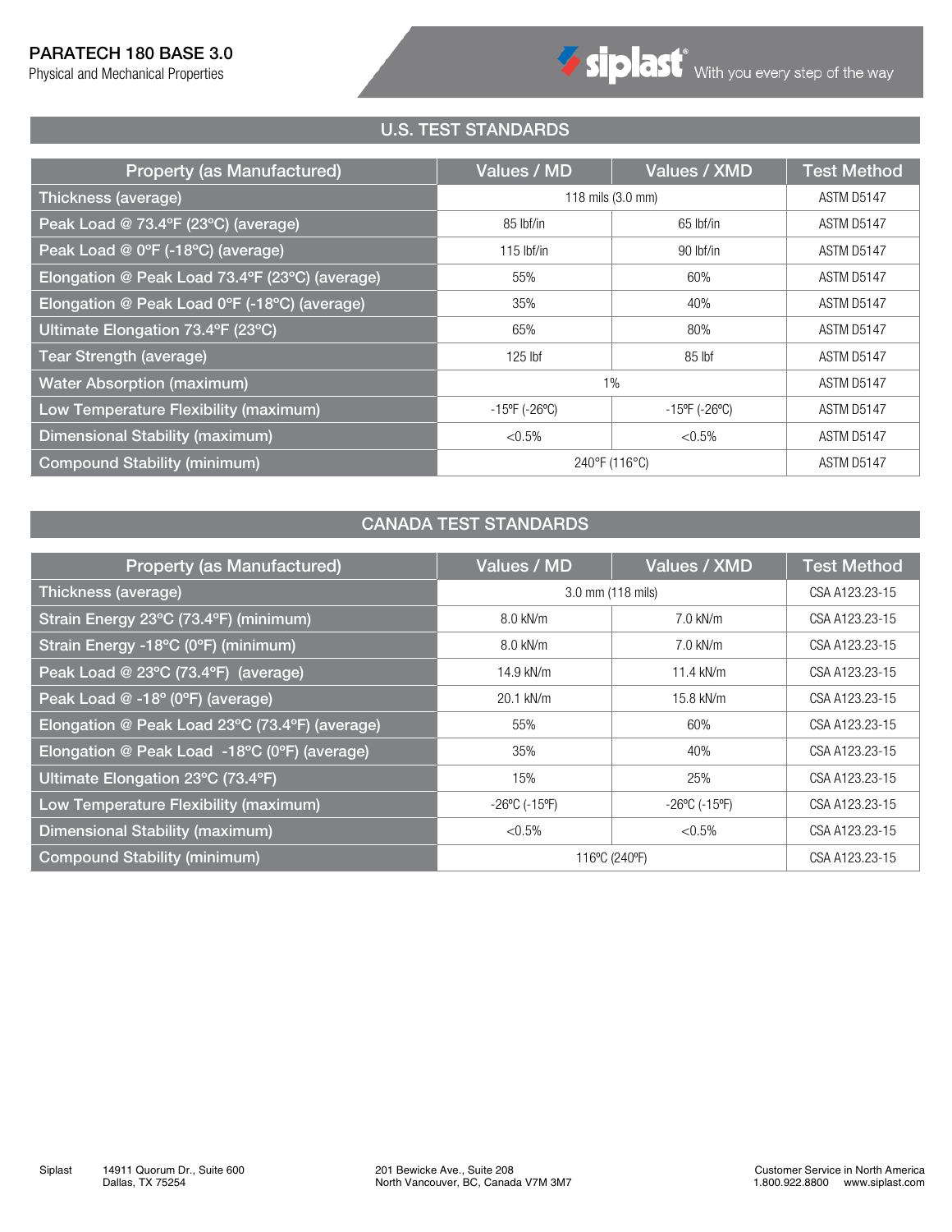# PARATECH 180 BASE 3.0

Physical and Mechanical Properties

siplast With you every step of the way

## U.S. TEST STANDARDS

| Property (as Manufactured) | Values / MD | Values / XMD | Test Method |
|---|---|---|---|
| Thickness (average) | 118 mils (3.0 mm) | | ASTM D5147 |
| Peak Load @ 73.4ºF (23ºC) (average) | 85 lbf/in | 65 lbf/in | ASTM D5147 |
| Peak Load @ 0ºF (-18ºC) (average) | 115 lbf/in | 90 lbf/in | ASTM D5147 |
| Elongation @ Peak Load 73.4ºF (23ºC) (average) | 55% | 60% | ASTM D5147 |
| Elongation @ Peak Load 0ºF (-18ºC) (average) | 35% | 40% | ASTM D5147 |
| Ultimate Elongation 73.4ºF (23ºC) | 65% | 80% | ASTM D5147 |
| Tear Strength (average) | 125 lbf | 85 lbf | ASTM D5147 |
| Water Absorption (maximum) | 1% | | ASTM D5147 |
| Low Temperature Flexibility (maximum) | -15ºF (-26ºC) | -15ºF (-26ºC) | ASTM D5147 |
| Dimensional Stability (maximum) | <0.5% | <0.5% | ASTM D5147 |
| Compound Stability (minimum) | 240°F (116°C) | | ASTM D5147 |

## CANADA TEST STANDARDS

| Property (as Manufactured) | Values / MD | Values / XMD | Test Method |
|---|---|---|---|
| Thickness (average) | 3.0 mm (118 mils) | | CSA A123.23-15 |
| Strain Energy 23ºC (73.4ºF) (minimum) | 8.0 kN/m | 7.0 kN/m | CSA A123.23-15 |
| Strain Energy -18ºC (0ºF) (minimum) | 8.0 kN/m | 7.0 kN/m | CSA A123.23-15 |
| Peak Load @ 23ºC (73.4ºF) (average) | 14.9 kN/m | 11.4 kN/m | CSA A123.23-15 |
| Peak Load @ -18º (0ºF) (average) | 20.1 kN/m | 15.8 kN/m | CSA A123.23-15 |
| Elongation @ Peak Load 23ºC (73.4ºF) (average) | 55% | 60% | CSA A123.23-15 |
| Elongation @ Peak Load -18ºC (0ºF) (average) | 35% | 40% | CSA A123.23-15 |
| Ultimate Elongation 23ºC (73.4ºF) | 15% | 25% | CSA A123.23-15 |
| Low Temperature Flexibility (maximum) | -26ºC (-15ºF) | -26ºC (-15ºF) | CSA A123.23-15 |
| Dimensional Stability (maximum) | <0.5% | <0.5% | CSA A123.23-15 |
| Compound Stability (minimum) | 116ºC (240ºF) | | CSA A123.23-15 |

Siplast 14911 Quorum Dr., Suite 600
Dallas, TX 75254

201 Bewicke Ave., Suite 208
North Vancouver, BC, Canada V7M 3M7

Customer Service in North America
1.800.922.8800 www.siplast.com